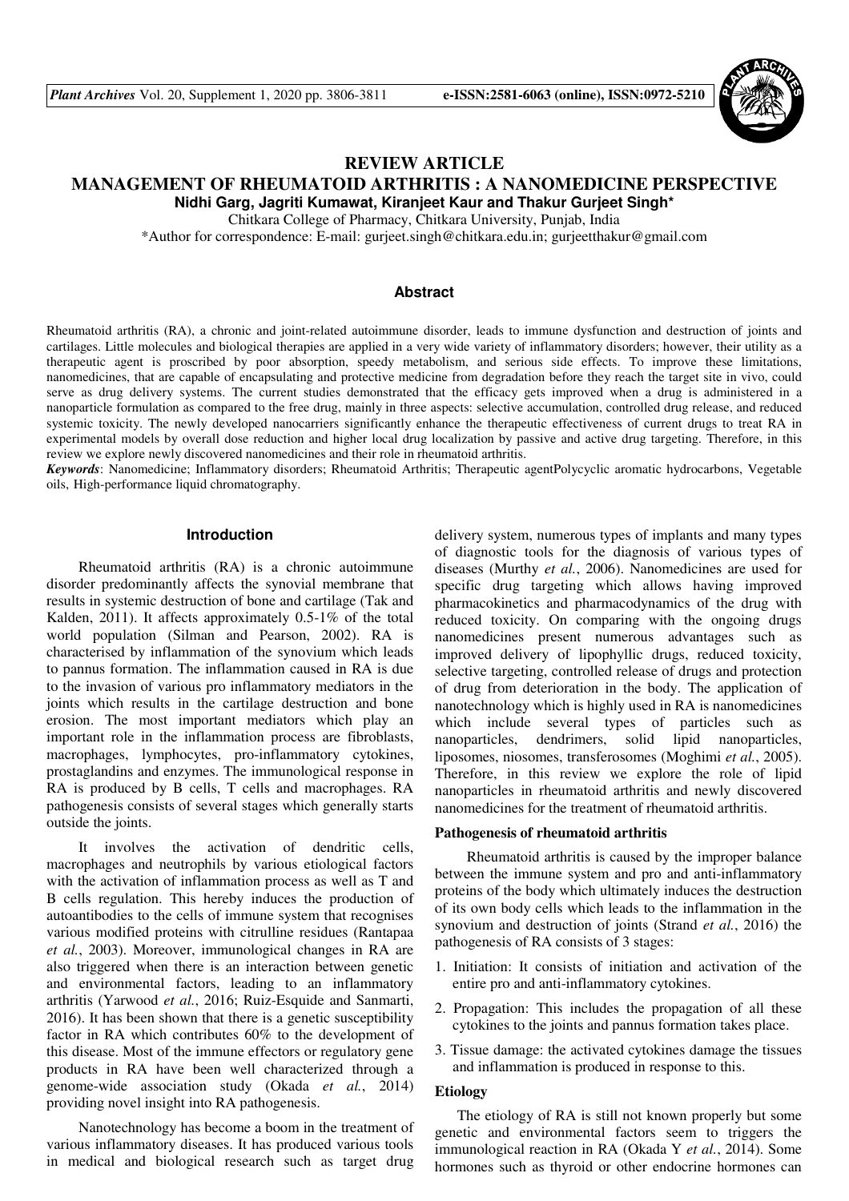# REVIEW ARTICLE

# MANAGEMENT OF RHEUMATOID ARTHRITIS : A NANOMEDICINE PERSPECTIVE

**Nidhi Garg, Jagriti Kumawat, Kiranjeet Kaur and Thakur Gurjeet Singh***

Chitkara College of Pharmacy, Chitkara University, Punjab, India

*Author for correspondence: E-mail: gurjeet.singh@chitkara.edu.in; gurjeetthakur@gmail.com

## Abstract

Rheumatoid arthritis (RA), a chronic and joint-related autoimmune disorder, leads to immune dysfunction and destruction of joints and cartilages. Little molecules and biological therapies are applied in a very wide variety of inflammatory disorders; however, their utility as a therapeutic agent is proscribed by poor absorption, speedy metabolism, and serious side effects. To improve these limitations, nanomedicines, that are capable of encapsulating and protective medicine from degradation before they reach the target site in vivo, could serve as drug delivery systems. The current studies demonstrated that the efficacy gets improved when a drug is administered in a nanoparticle formulation as compared to the free drug, mainly in three aspects: selective accumulation, controlled drug release, and reduced systemic toxicity. The newly developed nanocarriers significantly enhance the therapeutic effectiveness of current drugs to treat RA in experimental models by overall dose reduction and higher local drug localization by passive and active drug targeting. Therefore, in this review we explore newly discovered nanomedicines and their role in rheumatoid arthritis.

*Keywords*: Nanomedicine; Inflammatory disorders; Rheumatoid Arthritis; Therapeutic agentPolycyclic aromatic hydrocarbons, Vegetable oils, High-performance liquid chromatography.

## Introduction

Rheumatoid arthritis (RA) is a chronic autoimmune disorder predominantly affects the synovial membrane that results in systemic destruction of bone and cartilage (Tak and Kalden, 2011). It affects approximately 0.5-1% of the total world population (Silman and Pearson, 2002). RA is characterised by inflammation of the synovium which leads to pannus formation. The inflammation caused in RA is due to the invasion of various pro inflammatory mediators in the joints which results in the cartilage destruction and bone erosion. The most important mediators which play an important role in the inflammation process are fibroblasts, macrophages, lymphocytes, pro-inflammatory cytokines, prostaglandins and enzymes. The immunological response in RA is produced by B cells, T cells and macrophages. RA pathogenesis consists of several stages which generally starts outside the joints.

It involves the activation of dendritic cells, macrophages and neutrophils by various etiological factors with the activation of inflammation process as well as T and B cells regulation. This hereby induces the production of autoantibodies to the cells of immune system that recognises various modified proteins with citrulline residues (Rantapaa *et al.*, 2003). Moreover, immunological changes in RA are also triggered when there is an interaction between genetic and environmental factors, leading to an inflammatory arthritis (Yarwood *et al.*, 2016; Ruiz-Esquide and Sanmarti, 2016). It has been shown that there is a genetic susceptibility factor in RA which contributes 60% to the development of this disease. Most of the immune effectors or regulatory gene products in RA have been well characterized through a genome-wide association study (Okada *et al.*, 2014) providing novel insight into RA pathogenesis.

Nanotechnology has become a boom in the treatment of various inflammatory diseases. It has produced various tools in medical and biological research such as target drug delivery system, numerous types of implants and many types of diagnostic tools for the diagnosis of various types of diseases (Murthy *et al.*, 2006). Nanomedicines are used for specific drug targeting which allows having improved pharmacokinetics and pharmacodynamics of the drug with reduced toxicity. On comparing with the ongoing drugs nanomedicines present numerous advantages such as improved delivery of lipophyllic drugs, reduced toxicity, selective targeting, controlled release of drugs and protection of drug from deterioration in the body. The application of nanotechnology which is highly used in RA is nanomedicines which include several types of particles such as nanoparticles, dendrimers, solid lipid nanoparticles, liposomes, niosomes, transferosomes (Moghimi *et al.*, 2005). Therefore, in this review we explore the role of lipid nanoparticles in rheumatoid arthritis and newly discovered nanomedicines for the treatment of rheumatoid arthritis.

### Pathogenesis of rheumatoid arthritis

Rheumatoid arthritis is caused by the improper balance between the immune system and pro and anti-inflammatory proteins of the body which ultimately induces the destruction of its own body cells which leads to the inflammation in the synovium and destruction of joints (Strand *et al.*, 2016) the pathogenesis of RA consists of 3 stages:

1. Initiation: It consists of initiation and activation of the entire pro and anti-inflammatory cytokines.
2. Propagation: This includes the propagation of all these cytokines to the joints and pannus formation takes place.
3. Tissue damage: the activated cytokines damage the tissues and inflammation is produced in response to this.

### Etiology

The etiology of RA is still not known properly but some genetic and environmental factors seem to triggers the immunological reaction in RA (Okada Y *et al.*, 2014). Some hormones such as thyroid or other endocrine hormones can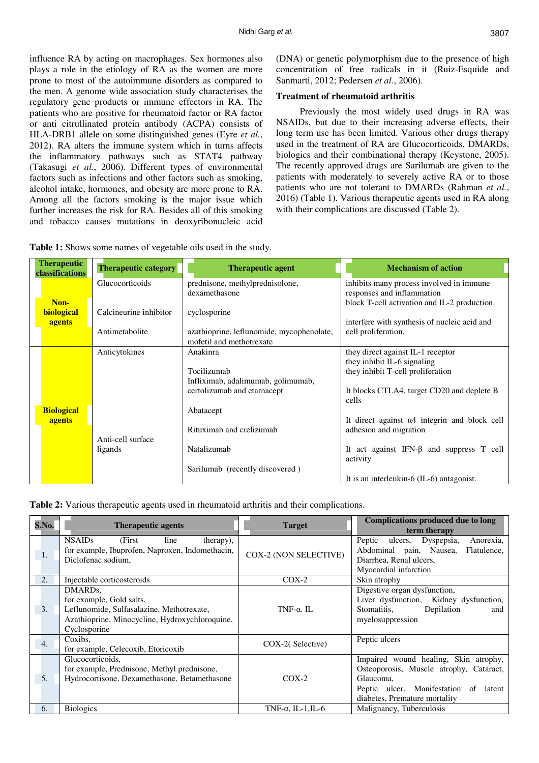influence RA by acting on macrophages. Sex hormones also plays a role in the etiology of RA as the women are more prone to most of the autoimmune disorders as compared to the men. A genome wide association study characterises the regulatory gene products or immune effectors in RA. The patients who are positive for rheumatoid factor or RA factor or anti citrullinated protein antibody (ACPA) consists of HLA-DRB1 allele on some distinguished genes (Eyre *et al.*, 2012). RA alters the immune system which in turns affects the inflammatory pathways such as STAT4 pathway (Takasugi *et al.*, 2006). Different types of environmental factors such as infections and other factors such as smoking, alcohol intake, hormones, and obesity are more prone to RA. Among all the factors smoking is the major issue which further increases the risk for RA. Besides all of this smoking and tobacco causes mutations in deoxyribonucleic acid (DNA) or genetic polymorphism due to the presence of high concentration of free radicals in it (Ruiz-Esquide and Sanmarti, 2012; Pedersen *et al.*, 2006).

### Treatment of rheumatoid arthritis

Previously the most widely used drugs in RA was NSAIDs, but due to their increasing adverse effects, their long term use has been limited. Various other drugs therapy used in the treatment of RA are Glucocorticoids, DMARDs, biologics and their combinational therapy (Keystone, 2005). The recently approved drugs are Sarilumab are given to the patients with moderately to severely active RA or to those patients who are not tolerant to DMARDs (Rahman *et al.*, 2016) (Table 1). Various therapeutic agents used in RA along with their complications are discussed (Table 2).

**Table 1:** Shows some names of vegetable oils used in the study.

| Therapeutic classifications | Therapeutic category | Therapeutic agent | Mechanism of action |
|---|---|---|---|
| Non-biological agents | Glucocorticoids | prednisone, methylprednisolone, dexamethasone | inhibits many process involved in immune responses and inflammation |
| | Calcineurine inhibitor | cyclosporine | block T-cell activation and IL-2 production. |
| | Antimetabolite | azathioprine, leflunomide, mycophenolate, mofetil and methotrexate | interfere with synthesis of nucleic acid and cell proliferation. |
| Biological agents | Anticytokines | Anakinra | they direct against IL-1 receptor |
| | | Tocilizumab | they inhibit IL-6 signaling |
| | | Infliximab, adalimumab, golimumab, certolizumab and etarnacept | they inhibit T-cell proliferation |
| | | Abatacept | It blocks CTLA4, target CD20 and deplete B cells |
| | Anti-cell surface ligands | Rituximab and crelizumab | It direct against α4 integrin and block cell adhesion and migration |
| | | Natalizumab | It act against IFN-β and suppress T cell activity |
| | | Sarilumab (recently discovered ) | It is an interleukin-6 (IL-6) antagonist. |

**Table 2:** Various therapeutic agents used in rheumatoid arthritis and their complications.

| S.No. | Therapeutic agents | Target | Complications produced due to long term therapy |
|---|---|---|---|
| 1. | NSAIDs (First line therapy), for example, Ibuprofen, Naproxen, Indomethacin, Diclofenac sodium, | COX-2 (NON SELECTIVE) | Peptic ulcers, Dyspepsia, Anorexia, Abdominal pain, Nausea, Flatulence, Diarrhea, Renal ulcers, Myocardial infarction |
| 2. | Injectable corticosteroids | COX-2 | Skin atrophy |
| 3. | DMARDs, for example, Gold salts, Leflunomide, Sulfasalazine, Methotrexate, Azathioprine, Minocycline, Hydroxychloroquine, Cyclosporine | TNF-α. IL | Digestive organ dysfunction, Liver dysfunction, Kidney dysfunction, Stomatitis, Depilation and myelosuppression |
| 4. | Coxibs, for example, Celecoxib, Etoricoxib | COX-2( Selective) | Peptic ulcers |
| 5. | Glucocorticoids, for example, Prednisone, Methyl prednisone, Hydrocortisone, Dexamethasone, Betamethasone | COX-2 | Impaired wound healing, Skin atrophy, Osteoporosis, Muscle atrophy, Cataract, Glaucoma, Peptic ulcer, Manifestation of latent diabetes, Premature mortality |
| 6. | Biologics | TNF-α, IL-1,IL-6 | Malignancy, Tuberculosis |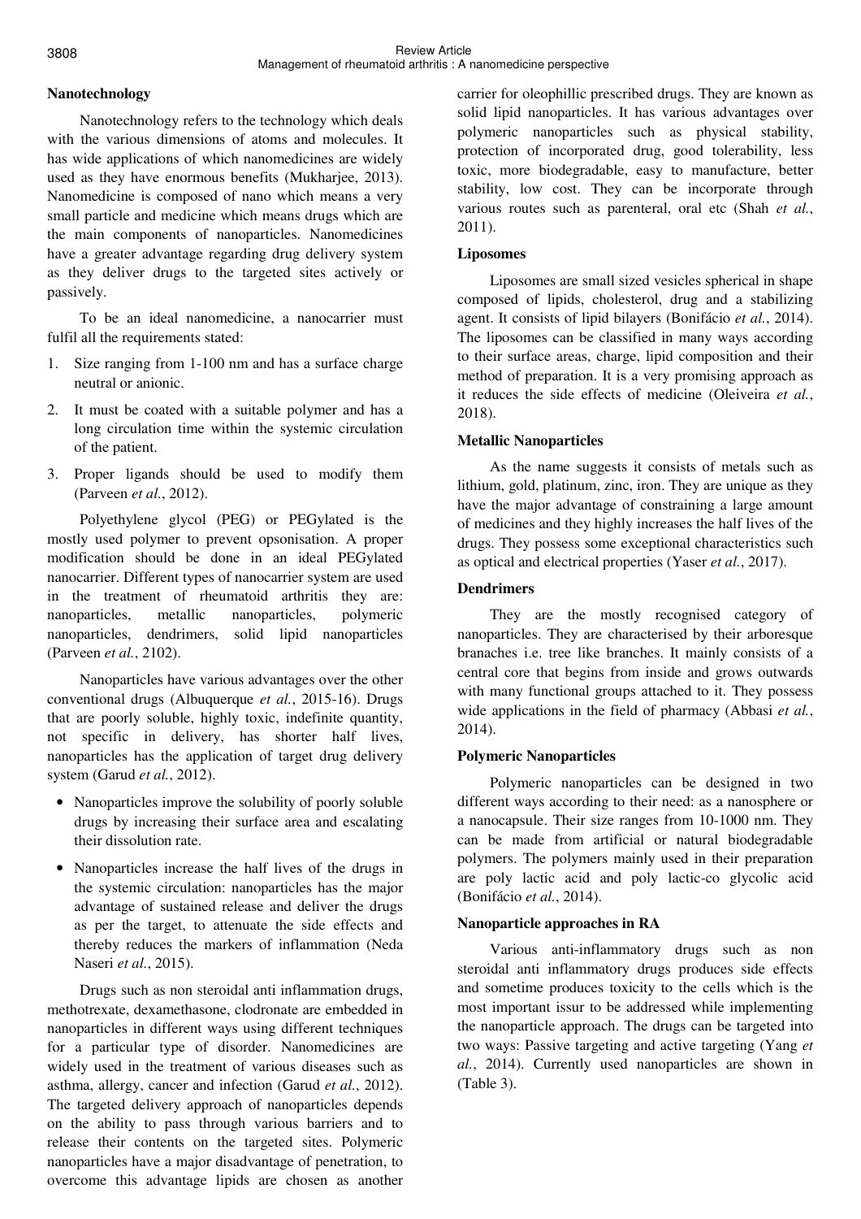## Nanotechnology

Nanotechnology refers to the technology which deals with the various dimensions of atoms and molecules. It has wide applications of which nanomedicines are widely used as they have enormous benefits (Mukharjee, 2013). Nanomedicine is composed of nano which means a very small particle and medicine which means drugs which are the main components of nanoparticles. Nanomedicines have a greater advantage regarding drug delivery system as they deliver drugs to the targeted sites actively or passively.

To be an ideal nanomedicine, a nanocarrier must fulfil all the requirements stated:

1. Size ranging from 1-100 nm and has a surface charge neutral or anionic.
2. It must be coated with a suitable polymer and has a long circulation time within the systemic circulation of the patient.
3. Proper ligands should be used to modify them (Parveen *et al.*, 2012).

Polyethylene glycol (PEG) or PEGylated is the mostly used polymer to prevent opsonisation. A proper modification should be done in an ideal PEGylated nanocarrier. Different types of nanocarrier system are used in the treatment of rheumatoid arthritis they are: nanoparticles, metallic nanoparticles, polymeric nanoparticles, dendrimers, solid lipid nanoparticles (Parveen *et al.*, 2102).

Nanoparticles have various advantages over the other conventional drugs (Albuquerque *et al.*, 2015-16). Drugs that are poorly soluble, highly toxic, indefinite quantity, not specific in delivery, has shorter half lives, nanoparticles has the application of target drug delivery system (Garud *et al.*, 2012).

- Nanoparticles improve the solubility of poorly soluble drugs by increasing their surface area and escalating their dissolution rate.
- Nanoparticles increase the half lives of the drugs in the systemic circulation: nanoparticles has the major advantage of sustained release and deliver the drugs as per the target, to attenuate the side effects and thereby reduces the markers of inflammation (Neda Naseri *et al.*, 2015).

Drugs such as non steroidal anti inflammation drugs, methotrexate, dexamethasone, clodronate are embedded in nanoparticles in different ways using different techniques for a particular type of disorder. Nanomedicines are widely used in the treatment of various diseases such as asthma, allergy, cancer and infection (Garud *et al.*, 2012). The targeted delivery approach of nanoparticles depends on the ability to pass through various barriers and to release their contents on the targeted sites. Polymeric nanoparticles have a major disadvantage of penetration, to overcome this advantage lipids are chosen as another carrier for oleophillic prescribed drugs. They are known as solid lipid nanoparticles. It has various advantages over polymeric nanoparticles such as physical stability, protection of incorporated drug, good tolerability, less toxic, more biodegradable, easy to manufacture, better stability, low cost. They can be incorporate through various routes such as parenteral, oral etc (Shah *et al.*, 2011).

## Liposomes

Liposomes are small sized vesicles spherical in shape composed of lipids, cholesterol, drug and a stabilizing agent. It consists of lipid bilayers (Bonifácio *et al.*, 2014). The liposomes can be classified in many ways according to their surface areas, charge, lipid composition and their method of preparation. It is a very promising approach as it reduces the side effects of medicine (Oleiveira *et al.*, 2018).

## Metallic Nanoparticles

As the name suggests it consists of metals such as lithium, gold, platinum, zinc, iron. They are unique as they have the major advantage of constraining a large amount of medicines and they highly increases the half lives of the drugs. They possess some exceptional characteristics such as optical and electrical properties (Yaser *et al.*, 2017).

## Dendrimers

They are the mostly recognised category of nanoparticles. They are characterised by their arboresque branaches i.e. tree like branches. It mainly consists of a central core that begins from inside and grows outwards with many functional groups attached to it. They possess wide applications in the field of pharmacy (Abbasi *et al.*, 2014).

## Polymeric Nanoparticles

Polymeric nanoparticles can be designed in two different ways according to their need: as a nanosphere or a nanocapsule. Their size ranges from 10-1000 nm. They can be made from artificial or natural biodegradable polymers. The polymers mainly used in their preparation are poly lactic acid and poly lactic-co glycolic acid (Bonifácio *et al.*, 2014).

## Nanoparticle approaches in RA

Various anti-inflammatory drugs such as non steroidal anti inflammatory drugs produces side effects and sometime produces toxicity to the cells which is the most important issur to be addressed while implementing the nanoparticle approach. The drugs can be targeted into two ways: Passive targeting and active targeting (Yang *et al.*, 2014). Currently used nanoparticles are shown in (Table 3).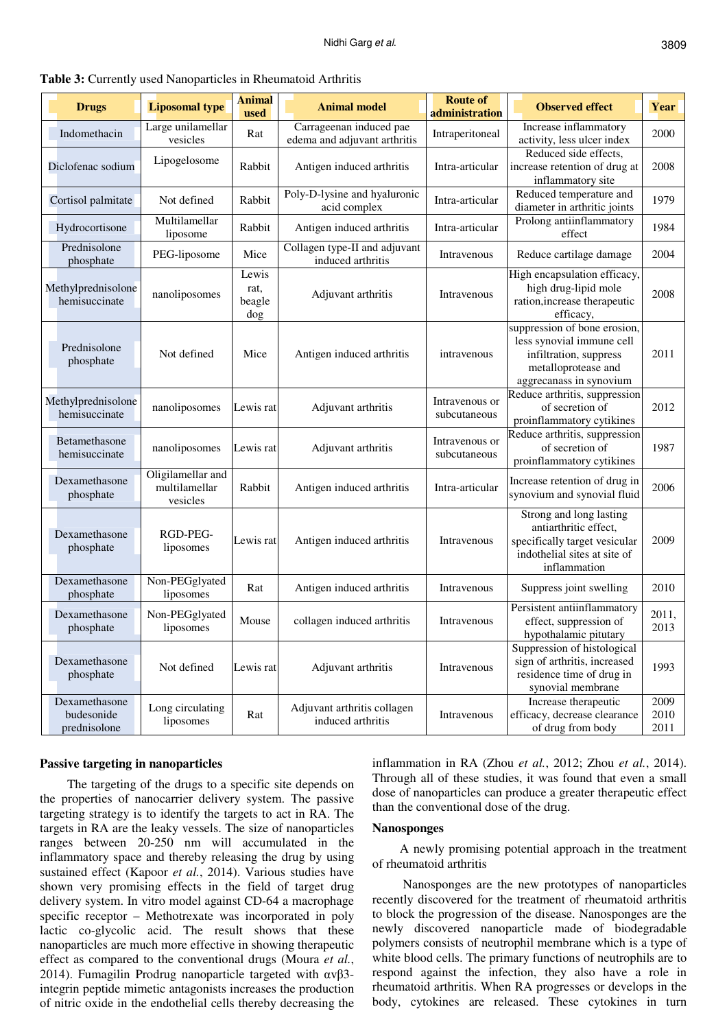**Table 3:** Currently used Nanoparticles in Rheumatoid Arthritis

| Drugs | Liposomal type | Animal used | Animal model | Route of administration | Observed effect | Year |
|---|---|---|---|---|---|---|
| Indomethacin | Large unilamellar vesicles | Rat | Carrageenan induced pae edema and adjuvant arthritis | Intraperitoneal | Increase inflammatory activity, less ulcer index | 2000 |
| Diclofenac sodium | Lipogelosome | Rabbit | Antigen induced arthritis | Intra-articular | Reduced side effects, increase retention of drug at inflammatory site | 2008 |
| Cortisol palmitate | Not defined | Rabbit | Poly-D-lysine and hyaluronic acid complex | Intra-articular | Reduced temperature and diameter in arthritic joints | 1979 |
| Hydrocortisone | Multilamellar liposome | Rabbit | Antigen induced arthritis | Intra-articular | Prolong antiinflammatory effect | 1984 |
| Prednisolone phosphate | PEG-liposome | Mice | Collagen type-II and adjuvant induced arthritis | Intravenous | Reduce cartilage damage | 2004 |
| Methylprednisolone hemisuccinate | nanoliposomes | Lewis rat, beagle dog | Adjuvant arthritis | Intravenous | High encapsulation efficacy, high drug-lipid mole ration,increase therapeutic efficacy, | 2008 |
| Prednisolone phosphate | Not defined | Mice | Antigen induced arthritis | intravenous | suppression of bone erosion, less synovial immune cell infiltration, suppress metalloprotease and aggrecanass in synovium | 2011 |
| Methylprednisolone hemisuccinate | nanoliposomes | Lewis rat | Adjuvant arthritis | Intravenous or subcutaneous | Reduce arthritis, suppression of secretion of proinflammatory cytikines | 2012 |
| Betamethasone hemisuccinate | nanoliposomes | Lewis rat | Adjuvant arthritis | Intravenous or subcutaneous | Reduce arthritis, suppression of secretion of proinflammatory cytikines | 1987 |
| Dexamethasone phosphate | Oligilamellar and multilamellar vesicles | Rabbit | Antigen induced arthritis | Intra-articular | Increase retention of drug in synovium and synovial fluid | 2006 |
| Dexamethasone phosphate | RGD-PEG-liposomes | Lewis rat | Antigen induced arthritis | Intravenous | Strong and long lasting antiarthritic effect, specifically target vesicular indothelial sites at site of inflammation | 2009 |
| Dexamethasone phosphate | Non-PEGglyated liposomes | Rat | Antigen induced arthritis | Intravenous | Suppress joint swelling | 2010 |
| Dexamethasone phosphate | Non-PEGglyated liposomes | Mouse | collagen induced arthritis | Intravenous | Persistent antiinflammatory effect, suppression of hypothalamic pitutary | 2011, 2013 |
| Dexamethasone phosphate | Not defined | Lewis rat | Adjuvant arthritis | Intravenous | Suppression of histological sign of arthritis, increased residence time of drug in synovial membrane | 1993 |
| Dexamethasone budesonide prednisolone | Long circulating liposomes | Rat | Adjuvant arthritis collagen induced arthritis | Intravenous | Increase therapeutic efficacy, decrease clearance of drug from body | 2009 2010 2011 |

**Passive targeting in nanoparticles**

The targeting of the drugs to a specific site depends on the properties of nanocarrier delivery system. The passive targeting strategy is to identify the targets to act in RA. The targets in RA are the leaky vessels. The size of nanoparticles ranges between 20-250 nm will accumulated in the inflammatory space and thereby releasing the drug by using sustained effect (Kapoor *et al.*, 2014). Various studies have shown very promising effects in the field of target drug delivery system. In vitro model against CD-64 a macrophage specific receptor – Methotrexate was incorporated in poly lactic co-glycolic acid. The result shows that these nanoparticles are much more effective in showing therapeutic effect as compared to the conventional drugs (Moura *et al.*, 2014). Fumagilin Prodrug nanoparticle targeted with $\alpha v\beta 3$-integrin peptide mimetic antagonists increases the production of nitric oxide in the endothelial cells thereby decreasing the inflammation in RA (Zhou *et al.*, 2012; Zhou *et al.*, 2014). Through all of these studies, it was found that even a small dose of nanoparticles can produce a greater therapeutic effect than the conventional dose of the drug.

**Nanosponges**

A newly promising potential approach in the treatment of rheumatoid arthritis

Nanosponges are the new prototypes of nanoparticles recently discovered for the treatment of rheumatoid arthritis to block the progression of the disease. Nanosponges are the newly discovered nanoparticle made of biodegradable polymers consists of neutrophil membrane which is a type of white blood cells. The primary functions of neutrophils are to respond against the infection, they also have a role in rheumatoid arthritis. When RA progresses or develops in the body, cytokines are released. These cytokines in turn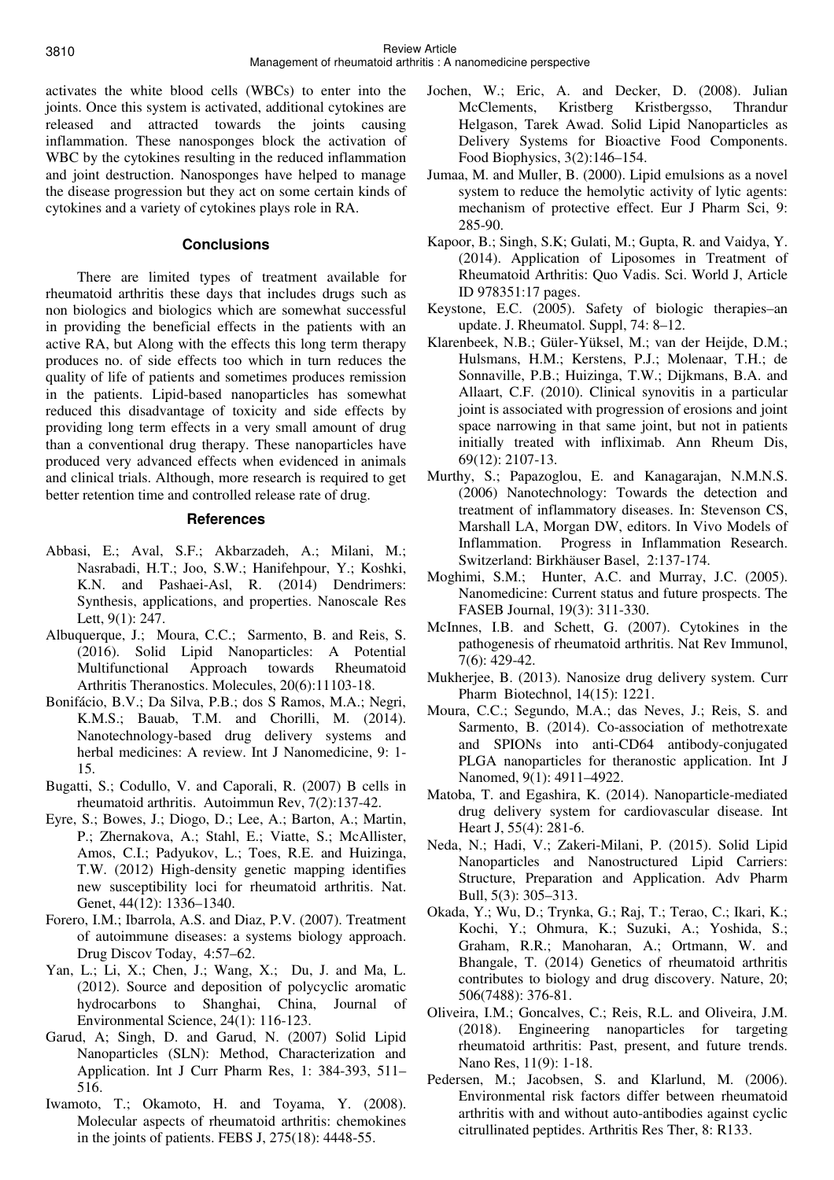activates the white blood cells (WBCs) to enter into the joints. Once this system is activated, additional cytokines are released and attracted towards the joints causing inflammation. These nanosponges block the activation of WBC by the cytokines resulting in the reduced inflammation and joint destruction. Nanosponges have helped to manage the disease progression but they act on some certain kinds of cytokines and a variety of cytokines plays role in RA.

## Conclusions

There are limited types of treatment available for rheumatoid arthritis these days that includes drugs such as non biologics and biologics which are somewhat successful in providing the beneficial effects in the patients with an active RA, but Along with the effects this long term therapy produces no. of side effects too which in turn reduces the quality of life of patients and sometimes produces remission in the patients. Lipid-based nanoparticles has somewhat reduced this disadvantage of toxicity and side effects by providing long term effects in a very small amount of drug than a conventional drug therapy. These nanoparticles have produced very advanced effects when evidenced in animals and clinical trials. Although, more research is required to get better retention time and controlled release rate of drug.

## References

Abbasi, E.; Aval, S.F.; Akbarzadeh, A.; Milani, M.; Nasrabadi, H.T.; Joo, S.W.; Hanifehpour, Y.; Koshki, K.N. and Pashaei-Asl, R. (2014) Dendrimers: Synthesis, applications, and properties. Nanoscale Res Lett, 9(1): 247.

Albuquerque, J.; Moura, C.C.; Sarmento, B. and Reis, S. (2016). Solid Lipid Nanoparticles: A Potential Multifunctional Approach towards Rheumatoid Arthritis Theranostics. Molecules, 20(6):11103-18.

Bonifácio, B.V.; Da Silva, P.B.; dos S Ramos, M.A.; Negri, K.M.S.; Bauab, T.M. and Chorilli, M. (2014). Nanotechnology-based drug delivery systems and herbal medicines: A review. Int J Nanomedicine, 9: 1-15.

Bugatti, S.; Codullo, V. and Caporali, R. (2007) B cells in rheumatoid arthritis. Autoimmun Rev, 7(2):137-42.

Eyre, S.; Bowes, J.; Diogo, D.; Lee, A.; Barton, A.; Martin, P.; Zhernakova, A.; Stahl, E.; Viatte, S.; McAllister, Amos, C.I.; Padyukov, L.; Toes, R.E. and Huizinga, T.W. (2012) High-density genetic mapping identifies new susceptibility loci for rheumatoid arthritis. Nat. Genet, 44(12): 1336–1340.

Forero, I.M.; Ibarrola, A.S. and Diaz, P.V. (2007). Treatment of autoimmune diseases: a systems biology approach. Drug Discov Today, 4:57–62.

Yan, L.; Li, X.; Chen, J.; Wang, X.; Du, J. and Ma, L. (2012). Source and deposition of polycyclic aromatic hydrocarbons to Shanghai, China, Journal of Environmental Science, 24(1): 116-123.

Garud, A; Singh, D. and Garud, N. (2007) Solid Lipid Nanoparticles (SLN): Method, Characterization and Application. Int J Curr Pharm Res, 1: 384-393, 511–516.

Iwamoto, T.; Okamoto, H. and Toyama, Y. (2008). Molecular aspects of rheumatoid arthritis: chemokines in the joints of patients. FEBS J, 275(18): 4448-55.

Jochen, W.; Eric, A. and Decker, D. (2008). Julian McClements, Kristberg Kristbergsso, Thrandur Helgason, Tarek Awad. Solid Lipid Nanoparticles as Delivery Systems for Bioactive Food Components. Food Biophysics, 3(2):146–154.

Jumaa, M. and Muller, B. (2000). Lipid emulsions as a novel system to reduce the hemolytic activity of lytic agents: mechanism of protective effect. Eur J Pharm Sci, 9: 285-90.

Kapoor, B.; Singh, S.K; Gulati, M.; Gupta, R. and Vaidya, Y. (2014). Application of Liposomes in Treatment of Rheumatoid Arthritis: Quo Vadis. Sci. World J, Article ID 978351:17 pages.

Keystone, E.C. (2005). Safety of biologic therapies–an update. J. Rheumatol. Suppl, 74: 8–12.

Klarenbeek, N.B.; Güler-Yüksel, M.; van der Heijde, D.M.; Hulsmans, H.M.; Kerstens, P.J.; Molenaar, T.H.; de Sonnaville, P.B.; Huizinga, T.W.; Dijkmans, B.A. and Allaart, C.F. (2010). Clinical synovitis in a particular joint is associated with progression of erosions and joint space narrowing in that same joint, but not in patients initially treated with infliximab. Ann Rheum Dis, 69(12): 2107-13.

Murthy, S.; Papazoglou, E. and Kanagarajan, N.M.N.S. (2006) Nanotechnology: Towards the detection and treatment of inflammatory diseases. In: Stevenson CS, Marshall LA, Morgan DW, editors. In Vivo Models of Inflammation. Progress in Inflammation Research. Switzerland: Birkhäuser Basel, 2:137-174.

Moghimi, S.M.; Hunter, A.C. and Murray, J.C. (2005). Nanomedicine: Current status and future prospects. The FASEB Journal, 19(3): 311-330.

McInnes, I.B. and Schett, G. (2007). Cytokines in the pathogenesis of rheumatoid arthritis. Nat Rev Immunol, 7(6): 429-42.

Mukherjee, B. (2013). Nanosize drug delivery system. Curr Pharm Biotechnol, 14(15): 1221.

Moura, C.C.; Segundo, M.A.; das Neves, J.; Reis, S. and Sarmento, B. (2014). Co-association of methotrexate and SPIONs into anti-CD64 antibody-conjugated PLGA nanoparticles for theranostic application. Int J Nanomed, 9(1): 4911–4922.

Matoba, T. and Egashira, K. (2014). Nanoparticle-mediated drug delivery system for cardiovascular disease. Int Heart J, 55(4): 281-6.

Neda, N.; Hadi, V.; Zakeri-Milani, P. (2015). Solid Lipid Nanoparticles and Nanostructured Lipid Carriers: Structure, Preparation and Application. Adv Pharm Bull, 5(3): 305–313.

Okada, Y.; Wu, D.; Trynka, G.; Raj, T.; Terao, C.; Ikari, K.; Kochi, Y.; Ohmura, K.; Suzuki, A.; Yoshida, S.; Graham, R.R.; Manoharan, A.; Ortmann, W. and Bhangale, T. (2014) Genetics of rheumatoid arthritis contributes to biology and drug discovery. Nature, 20; 506(7488): 376-81.

Oliveira, I.M.; Goncalves, C.; Reis, R.L. and Oliveira, J.M. (2018). Engineering nanoparticles for targeting rheumatoid arthritis: Past, present, and future trends. Nano Res, 11(9): 1-18.

Pedersen, M.; Jacobsen, S. and Klarlund, M. (2006). Environmental risk factors differ between rheumatoid arthritis with and without auto-antibodies against cyclic citrullinated peptides. Arthritis Res Ther, 8: R133.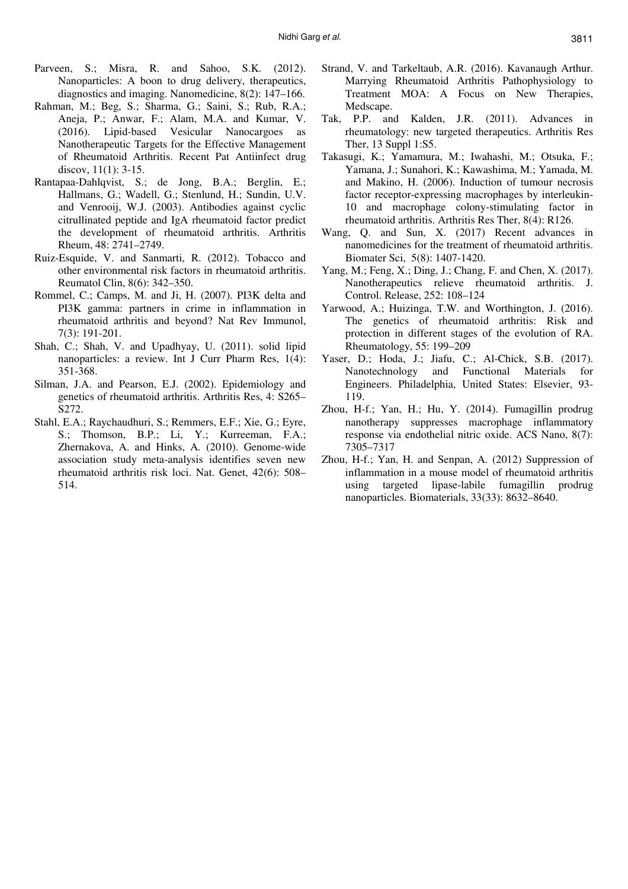Parveen, S.; Misra, R. and Sahoo, S.K. (2012). Nanoparticles: A boon to drug delivery, therapeutics, diagnostics and imaging. Nanomedicine, 8(2): 147–166.

Rahman, M.; Beg, S.; Sharma, G.; Saini, S.; Rub, R.A.; Aneja, P.; Anwar, F.; Alam, M.A. and Kumar, V. (2016). Lipid-based Vesicular Nanocargoes as Nanotherapeutic Targets for the Effective Management of Rheumatoid Arthritis. Recent Pat Antiinfect drug discov, 11(1): 3-15.

Rantapaa-Dahlqvist, S.; de Jong, B.A.; Berglin, E.; Hallmans, G.; Wadell, G.; Stenlund, H.; Sundin, U.V. and Venrooij, W.J. (2003). Antibodies against cyclic citrullinated peptide and IgA rheumatoid factor predict the development of rheumatoid arthritis. Arthritis Rheum, 48: 2741–2749.

Ruiz-Esquide, V. and Sanmarti, R. (2012). Tobacco and other environmental risk factors in rheumatoid arthritis. Reumatol Clin, 8(6): 342–350.

Rommel, C.; Camps, M. and Ji, H. (2007). PI3K delta and PI3K gamma: partners in crime in inflammation in rheumatoid arthritis and beyond? Nat Rev Immunol, 7(3): 191-201.

Shah, C.; Shah, V. and Upadhyay, U. (2011). solid lipid nanoparticles: a review. Int J Curr Pharm Res, 1(4): 351-368.

Silman, J.A. and Pearson, E.J. (2002). Epidemiology and genetics of rheumatoid arthritis. Arthritis Res, 4: S265–S272.

Stahl, E.A.; Raychaudhuri, S.; Remmers, E.F.; Xie, G.; Eyre, S.; Thomson, B.P.; Li, Y.; Kurreeman, F.A.; Zhernakova, A. and Hinks, A. (2010). Genome-wide association study meta-analysis identifies seven new rheumatoid arthritis risk loci. Nat. Genet, 42(6): 508–514.

Strand, V. and Tarkeltaub, A.R. (2016). Kavanaugh Arthur. Marrying Rheumatoid Arthritis Pathophysiology to Treatment MOA: A Focus on New Therapies, Medscape.

Tak, P.P. and Kalden, J.R. (2011). Advances in rheumatology: new targeted therapeutics. Arthritis Res Ther, 13 Suppl 1:S5.

Takasugi, K.; Yamamura, M.; Iwahashi, M.; Otsuka, F.; Yamana, J.; Sunahori, K.; Kawashima, M.; Yamada, M. and Makino, H. (2006). Induction of tumour necrosis factor receptor-expressing macrophages by interleukin-10 and macrophage colony-stimulating factor in rheumatoid arthritis. Arthritis Res Ther, 8(4): R126.

Wang, Q. and Sun, X. (2017) Recent advances in nanomedicines for the treatment of rheumatoid arthritis. Biomater Sci, 5(8): 1407-1420.

Yang, M.; Feng, X.; Ding, J.; Chang, F. and Chen, X. (2017). Nanotherapeutics relieve rheumatoid arthritis. J. Control. Release, 252: 108–124

Yarwood, A.; Huizinga, T.W. and Worthington, J. (2016). The genetics of rheumatoid arthritis: Risk and protection in different stages of the evolution of RA. Rheumatology, 55: 199–209

Yaser, D.; Hoda, J.; Jiafu, C.; Al-Chick, S.B. (2017). Nanotechnology and Functional Materials for Engineers. Philadelphia, United States: Elsevier, 93-119.

Zhou, H-f.; Yan, H.; Hu, Y. (2014). Fumagillin prodrug nanotherapy suppresses macrophage inflammatory response via endothelial nitric oxide. ACS Nano, 8(7): 7305–7317

Zhou, H-f.; Yan, H. and Senpan, A. (2012) Suppression of inflammation in a mouse model of rheumatoid arthritis using targeted lipase-labile fumagillin prodrug nanoparticles. Biomaterials, 33(33): 8632–8640.